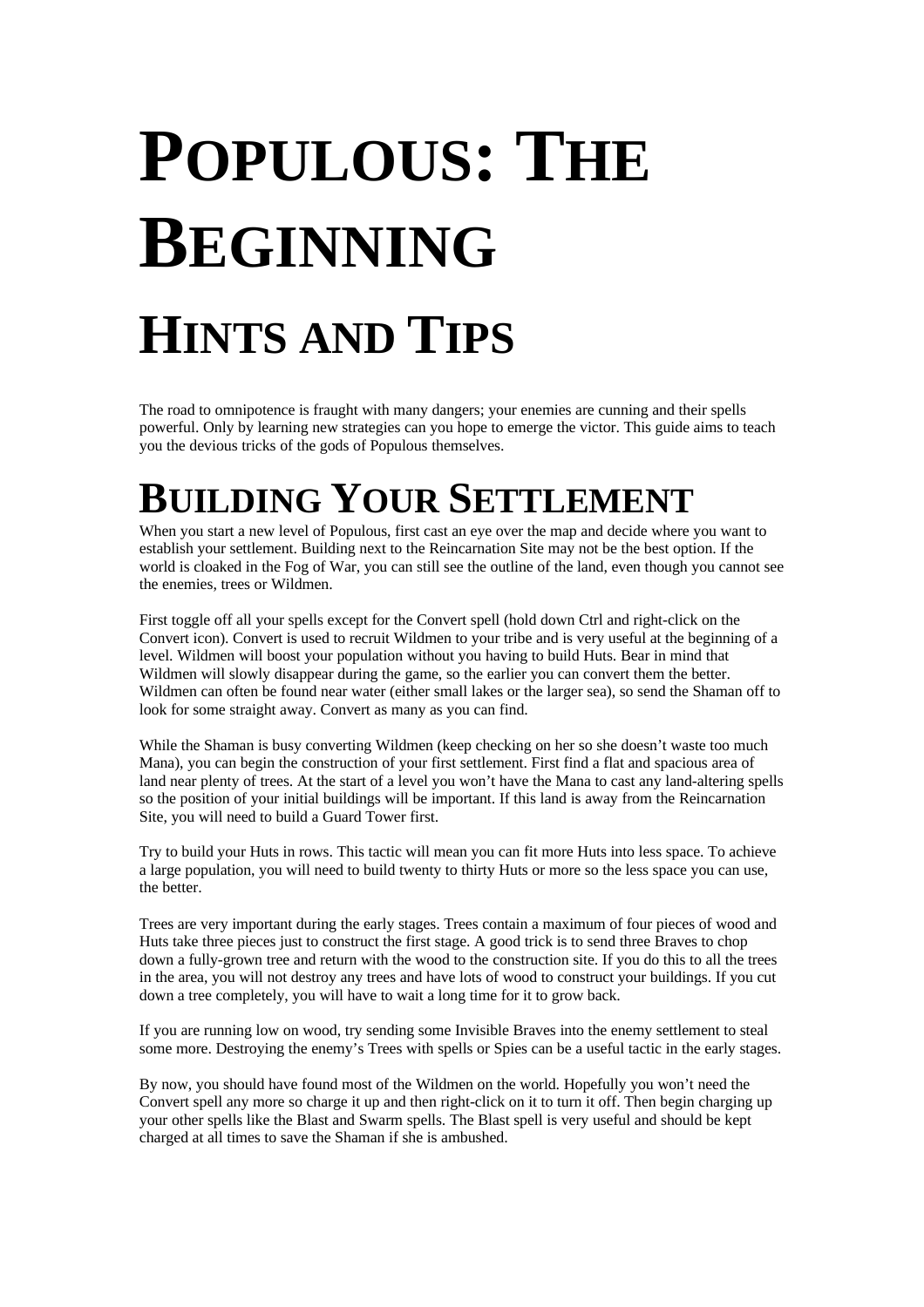# Populous: The Beginning

## Hints and Tips

The road to omnipotence is fraught with many dangers; your enemies are cunning and their spells powerful. Only by learning new strategies can you hope to emerge the victor. This guide aims to teach you the devious tricks of the gods of Populous themselves.

# Building Your Settlement

When you start a new level of Populous, first cast an eye over the map and decide where you want to establish your settlement. Building next to the Reincarnation Site may not be the best option. If the world is cloaked in the Fog of War, you can still see the outline of the land, even though you cannot see the enemies, trees or Wildmen.

First toggle off all your spells except for the Convert spell (hold down Ctrl and right-click on the Convert icon). Convert is used to recruit Wildmen to your tribe and is very useful at the beginning of a level. Wildmen will boost your population without you having to build Huts. Bear in mind that Wildmen will slowly disappear during the game, so the earlier you can convert them the better. Wildmen can often be found near water (either small lakes or the larger sea), so send the Shaman off to look for some straight away. Convert as many as you can find.

While the Shaman is busy converting Wildmen (keep checking on her so she doesn't waste too much Mana), you can begin the construction of your first settlement. First find a flat and spacious area of land near plenty of trees. At the start of a level you won't have the Mana to cast any land-altering spells so the position of your initial buildings will be important. If this land is away from the Reincarnation Site, you will need to build a Guard Tower first.

Try to build your Huts in rows. This tactic will mean you can fit more Huts into less space. To achieve a large population, you will need to build twenty to thirty Huts or more so the less space you can use, the better.

Trees are very important during the early stages. Trees contain a maximum of four pieces of wood and Huts take three pieces just to construct the first stage. A good trick is to send three Braves to chop down a fully-grown tree and return with the wood to the construction site. If you do this to all the trees in the area, you will not destroy any trees and have lots of wood to construct your buildings. If you cut down a tree completely, you will have to wait a long time for it to grow back.

If you are running low on wood, try sending some Invisible Braves into the enemy settlement to steal some more. Destroying the enemy's Trees with spells or Spies can be a useful tactic in the early stages.

By now, you should have found most of the Wildmen on the world. Hopefully you won't need the Convert spell any more so charge it up and then right-click on it to turn it off. Then begin charging up your other spells like the Blast and Swarm spells. The Blast spell is very useful and should be kept charged at all times to save the Shaman if she is ambushed.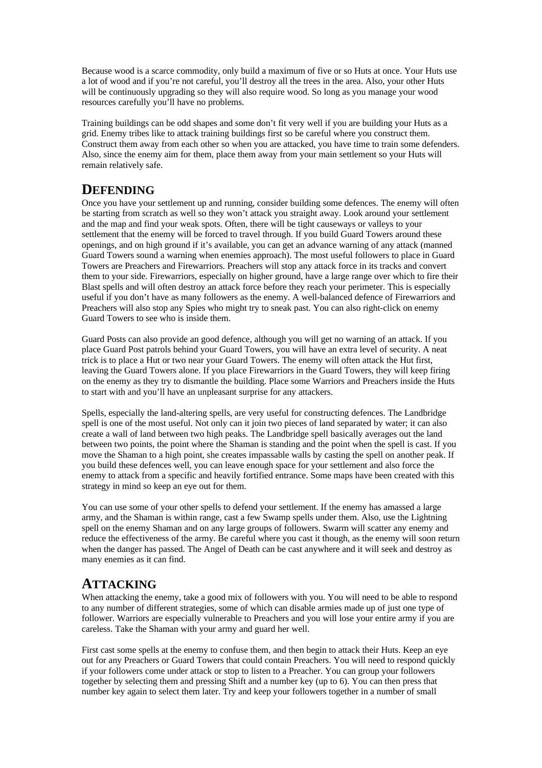Because wood is a scarce commodity, only build a maximum of five or so Huts at once. Your Huts use a lot of wood and if you're not careful, you'll destroy all the trees in the area. Also, your other Huts will be continuously upgrading so they will also require wood. So long as you manage your wood resources carefully you'll have no problems.

Training buildings can be odd shapes and some don't fit very well if you are building your Huts as a grid. Enemy tribes like to attack training buildings first so be careful where you construct them. Construct them away from each other so when you are attacked, you have time to train some defenders. Also, since the enemy aim for them, place them away from your main settlement so your Huts will remain relatively safe.

## DEFENDING

Once you have your settlement up and running, consider building some defences. The enemy will often be starting from scratch as well so they won't attack you straight away. Look around your settlement and the map and find your weak spots. Often, there will be tight causeways or valleys to your settlement that the enemy will be forced to travel through. If you build Guard Towers around these openings, and on high ground if it's available, you can get an advance warning of any attack (manned Guard Towers sound a warning when enemies approach). The most useful followers to place in Guard Towers are Preachers and Firewarriors. Preachers will stop any attack force in its tracks and convert them to your side. Firewarriors, especially on higher ground, have a large range over which to fire their Blast spells and will often destroy an attack force before they reach your perimeter. This is especially useful if you don't have as many followers as the enemy. A well-balanced defence of Firewarriors and Preachers will also stop any Spies who might try to sneak past. You can also right-click on enemy Guard Towers to see who is inside them.

Guard Posts can also provide an good defence, although you will get no warning of an attack. If you place Guard Post patrols behind your Guard Towers, you will have an extra level of security. A neat trick is to place a Hut or two near your Guard Towers. The enemy will often attack the Hut first, leaving the Guard Towers alone. If you place Firewarriors in the Guard Towers, they will keep firing on the enemy as they try to dismantle the building. Place some Warriors and Preachers inside the Huts to start with and you'll have an unpleasant surprise for any attackers.

Spells, especially the land-altering spells, are very useful for constructing defences. The Landbridge spell is one of the most useful. Not only can it join two pieces of land separated by water; it can also create a wall of land between two high peaks. The Landbridge spell basically averages out the land between two points, the point where the Shaman is standing and the point when the spell is cast. If you move the Shaman to a high point, she creates impassable walls by casting the spell on another peak. If you build these defences well, you can leave enough space for your settlement and also force the enemy to attack from a specific and heavily fortified entrance. Some maps have been created with this strategy in mind so keep an eye out for them.

You can use some of your other spells to defend your settlement. If the enemy has amassed a large army, and the Shaman is within range, cast a few Swamp spells under them. Also, use the Lightning spell on the enemy Shaman and on any large groups of followers. Swarm will scatter any enemy and reduce the effectiveness of the army. Be careful where you cast it though, as the enemy will soon return when the danger has passed. The Angel of Death can be cast anywhere and it will seek and destroy as many enemies as it can find.

## ATTACKING

When attacking the enemy, take a good mix of followers with you. You will need to be able to respond to any number of different strategies, some of which can disable armies made up of just one type of follower. Warriors are especially vulnerable to Preachers and you will lose your entire army if you are careless. Take the Shaman with your army and guard her well.

First cast some spells at the enemy to confuse them, and then begin to attack their Huts. Keep an eye out for any Preachers or Guard Towers that could contain Preachers. You will need to respond quickly if your followers come under attack or stop to listen to a Preacher. You can group your followers together by selecting them and pressing Shift and a number key (up to 6). You can then press that number key again to select them later. Try and keep your followers together in a number of small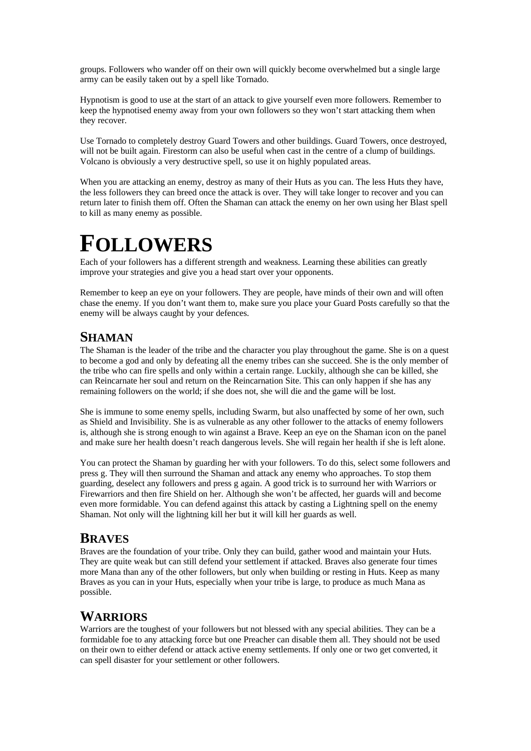groups. Followers who wander off on their own will quickly become overwhelmed but a single large army can be easily taken out by a spell like Tornado.

Hypnotism is good to use at the start of an attack to give yourself even more followers. Remember to keep the hypnotised enemy away from your own followers so they won't start attacking them when they recover.

Use Tornado to completely destroy Guard Towers and other buildings. Guard Towers, once destroyed, will not be built again. Firestorm can also be useful when cast in the centre of a clump of buildings. Volcano is obviously a very destructive spell, so use it on highly populated areas.

When you are attacking an enemy, destroy as many of their Huts as you can. The less Huts they have, the less followers they can breed once the attack is over. They will take longer to recover and you can return later to finish them off. Often the Shaman can attack the enemy on her own using her Blast spell to kill as many enemy as possible.

# FOLLOWERS

Each of your followers has a different strength and weakness. Learning these abilities can greatly improve your strategies and give you a head start over your opponents.

Remember to keep an eye on your followers. They are people, have minds of their own and will often chase the enemy. If you don't want them to, make sure you place your Guard Posts carefully so that the enemy will be always caught by your defences.

## SHAMAN

The Shaman is the leader of the tribe and the character you play throughout the game. She is on a quest to become a god and only by defeating all the enemy tribes can she succeed. She is the only member of the tribe who can fire spells and only within a certain range. Luckily, although she can be killed, she can Reincarnate her soul and return on the Reincarnation Site. This can only happen if she has any remaining followers on the world; if she does not, she will die and the game will be lost.

She is immune to some enemy spells, including Swarm, but also unaffected by some of her own, such as Shield and Invisibility. She is as vulnerable as any other follower to the attacks of enemy followers is, although she is strong enough to win against a Brave. Keep an eye on the Shaman icon on the panel and make sure her health doesn't reach dangerous levels. She will regain her health if she is left alone.

You can protect the Shaman by guarding her with your followers. To do this, select some followers and press g. They will then surround the Shaman and attack any enemy who approaches. To stop them guarding, deselect any followers and press g again. A good trick is to surround her with Warriors or Firewarriors and then fire Shield on her. Although she won't be affected, her guards will and become even more formidable. You can defend against this attack by casting a Lightning spell on the enemy Shaman. Not only will the lightning kill her but it will kill her guards as well.

## BRAVES

Braves are the foundation of your tribe. Only they can build, gather wood and maintain your Huts. They are quite weak but can still defend your settlement if attacked. Braves also generate four times more Mana than any of the other followers, but only when building or resting in Huts. Keep as many Braves as you can in your Huts, especially when your tribe is large, to produce as much Mana as possible.

## WARRIORS

Warriors are the toughest of your followers but not blessed with any special abilities. They can be a formidable foe to any attacking force but one Preacher can disable them all. They should not be used on their own to either defend or attack active enemy settlements. If only one or two get converted, it can spell disaster for your settlement or other followers.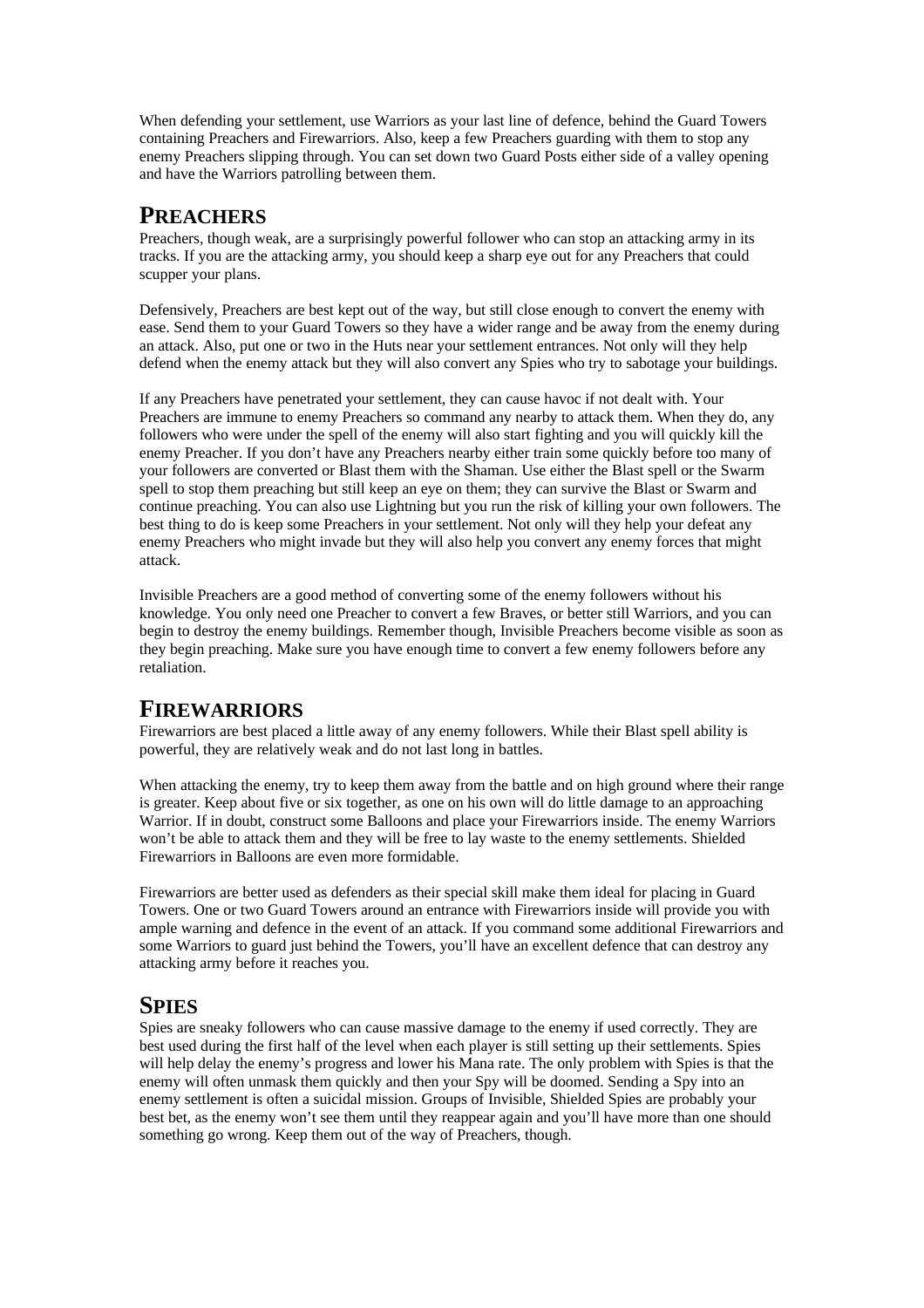When defending your settlement, use Warriors as your last line of defence, behind the Guard Towers containing Preachers and Firewarriors. Also, keep a few Preachers guarding with them to stop any enemy Preachers slipping through. You can set down two Guard Posts either side of a valley opening and have the Warriors patrolling between them.

## PREACHERS

Preachers, though weak, are a surprisingly powerful follower who can stop an attacking army in its tracks. If you are the attacking army, you should keep a sharp eye out for any Preachers that could scupper your plans.

Defensively, Preachers are best kept out of the way, but still close enough to convert the enemy with ease. Send them to your Guard Towers so they have a wider range and be away from the enemy during an attack. Also, put one or two in the Huts near your settlement entrances. Not only will they help defend when the enemy attack but they will also convert any Spies who try to sabotage your buildings.

If any Preachers have penetrated your settlement, they can cause havoc if not dealt with. Your Preachers are immune to enemy Preachers so command any nearby to attack them. When they do, any followers who were under the spell of the enemy will also start fighting and you will quickly kill the enemy Preacher. If you don't have any Preachers nearby either train some quickly before too many of your followers are converted or Blast them with the Shaman. Use either the Blast spell or the Swarm spell to stop them preaching but still keep an eye on them; they can survive the Blast or Swarm and continue preaching. You can also use Lightning but you run the risk of killing your own followers. The best thing to do is keep some Preachers in your settlement. Not only will they help your defeat any enemy Preachers who might invade but they will also help you convert any enemy forces that might attack.

Invisible Preachers are a good method of converting some of the enemy followers without his knowledge. You only need one Preacher to convert a few Braves, or better still Warriors, and you can begin to destroy the enemy buildings. Remember though, Invisible Preachers become visible as soon as they begin preaching. Make sure you have enough time to convert a few enemy followers before any retaliation.

## FIREWARRIORS

Firewarriors are best placed a little away of any enemy followers. While their Blast spell ability is powerful, they are relatively weak and do not last long in battles.

When attacking the enemy, try to keep them away from the battle and on high ground where their range is greater. Keep about five or six together, as one on his own will do little damage to an approaching Warrior. If in doubt, construct some Balloons and place your Firewarriors inside. The enemy Warriors won't be able to attack them and they will be free to lay waste to the enemy settlements. Shielded Firewarriors in Balloons are even more formidable.

Firewarriors are better used as defenders as their special skill make them ideal for placing in Guard Towers. One or two Guard Towers around an entrance with Firewarriors inside will provide you with ample warning and defence in the event of an attack. If you command some additional Firewarriors and some Warriors to guard just behind the Towers, you'll have an excellent defence that can destroy any attacking army before it reaches you.

## SPIES

Spies are sneaky followers who can cause massive damage to the enemy if used correctly. They are best used during the first half of the level when each player is still setting up their settlements. Spies will help delay the enemy's progress and lower his Mana rate. The only problem with Spies is that the enemy will often unmask them quickly and then your Spy will be doomed. Sending a Spy into an enemy settlement is often a suicidal mission. Groups of Invisible, Shielded Spies are probably your best bet, as the enemy won't see them until they reappear again and you'll have more than one should something go wrong. Keep them out of the way of Preachers, though.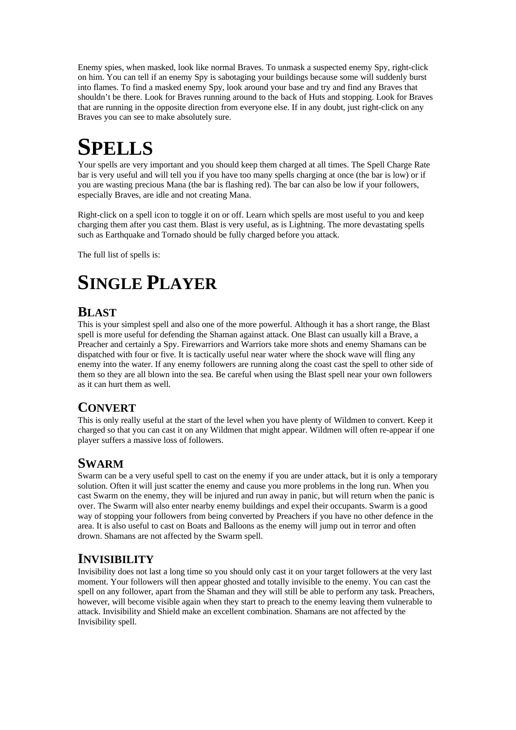Enemy spies, when masked, look like normal Braves. To unmask a suspected enemy Spy, right-click on him. You can tell if an enemy Spy is sabotaging your buildings because some will suddenly burst into flames. To find a masked enemy Spy, look around your base and try and find any Braves that shouldn't be there. Look for Braves running around to the back of Huts and stopping. Look for Braves that are running in the opposite direction from everyone else. If in any doubt, just right-click on any Braves you can see to make absolutely sure.

# SPELLS

Your spells are very important and you should keep them charged at all times. The Spell Charge Rate bar is very useful and will tell you if you have too many spells charging at once (the bar is low) or if you are wasting precious Mana (the bar is flashing red). The bar can also be low if your followers, especially Braves, are idle and not creating Mana.

Right-click on a spell icon to toggle it on or off. Learn which spells are most useful to you and keep charging them after you cast them. Blast is very useful, as is Lightning. The more devastating spells such as Earthquake and Tornado should be fully charged before you attack.

The full list of spells is:

# SINGLE PLAYER

## BLAST

This is your simplest spell and also one of the more powerful. Although it has a short range, the Blast spell is more useful for defending the Shaman against attack. One Blast can usually kill a Brave, a Preacher and certainly a Spy. Firewarriors and Warriors take more shots and enemy Shamans can be dispatched with four or five. It is tactically useful near water where the shock wave will fling any enemy into the water. If any enemy followers are running along the coast cast the spell to other side of them so they are all blown into the sea. Be careful when using the Blast spell near your own followers as it can hurt them as well.

## CONVERT

This is only really useful at the start of the level when you have plenty of Wildmen to convert. Keep it charged so that you can cast it on any Wildmen that might appear. Wildmen will often re-appear if one player suffers a massive loss of followers.

## SWARM

Swarm can be a very useful spell to cast on the enemy if you are under attack, but it is only a temporary solution. Often it will just scatter the enemy and cause you more problems in the long run. When you cast Swarm on the enemy, they will be injured and run away in panic, but will return when the panic is over. The Swarm will also enter nearby enemy buildings and expel their occupants. Swarm is a good way of stopping your followers from being converted by Preachers if you have no other defence in the area. It is also useful to cast on Boats and Balloons as the enemy will jump out in terror and often drown. Shamans are not affected by the Swarm spell.

## INVISIBILITY

Invisibility does not last a long time so you should only cast it on your target followers at the very last moment. Your followers will then appear ghosted and totally invisible to the enemy. You can cast the spell on any follower, apart from the Shaman and they will still be able to perform any task. Preachers, however, will become visible again when they start to preach to the enemy leaving them vulnerable to attack. Invisibility and Shield make an excellent combination. Shamans are not affected by the Invisibility spell.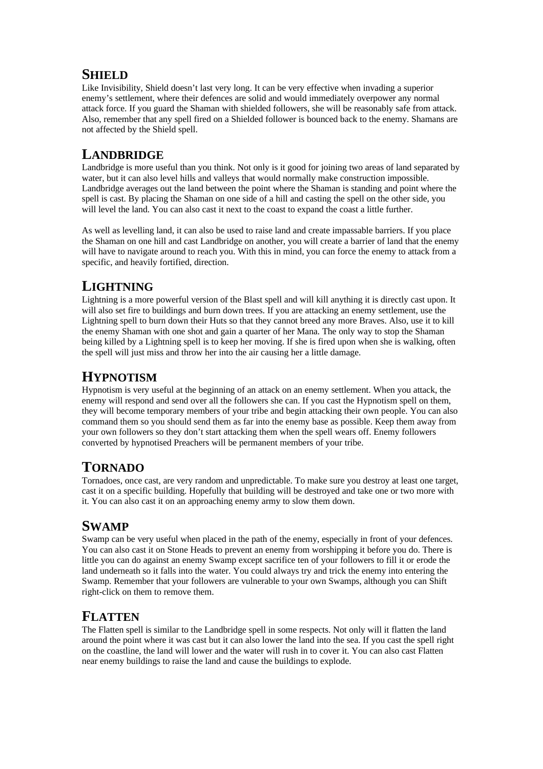## SHIELD

Like Invisibility, Shield doesn't last very long. It can be very effective when invading a superior enemy's settlement, where their defences are solid and would immediately overpower any normal attack force. If you guard the Shaman with shielded followers, she will be reasonably safe from attack. Also, remember that any spell fired on a Shielded follower is bounced back to the enemy. Shamans are not affected by the Shield spell.

## LANDBRIDGE

Landbridge is more useful than you think. Not only is it good for joining two areas of land separated by water, but it can also level hills and valleys that would normally make construction impossible. Landbridge averages out the land between the point where the Shaman is standing and point where the spell is cast. By placing the Shaman on one side of a hill and casting the spell on the other side, you will level the land. You can also cast it next to the coast to expand the coast a little further.

As well as levelling land, it can also be used to raise land and create impassable barriers. If you place the Shaman on one hill and cast Landbridge on another, you will create a barrier of land that the enemy will have to navigate around to reach you. With this in mind, you can force the enemy to attack from a specific, and heavily fortified, direction.

## LIGHTNING

Lightning is a more powerful version of the Blast spell and will kill anything it is directly cast upon. It will also set fire to buildings and burn down trees. If you are attacking an enemy settlement, use the Lightning spell to burn down their Huts so that they cannot breed any more Braves. Also, use it to kill the enemy Shaman with one shot and gain a quarter of her Mana. The only way to stop the Shaman being killed by a Lightning spell is to keep her moving. If she is fired upon when she is walking, often the spell will just miss and throw her into the air causing her a little damage.

## HYPNOTISM

Hypnotism is very useful at the beginning of an attack on an enemy settlement. When you attack, the enemy will respond and send over all the followers she can. If you cast the Hypnotism spell on them, they will become temporary members of your tribe and begin attacking their own people. You can also command them so you should send them as far into the enemy base as possible. Keep them away from your own followers so they don't start attacking them when the spell wears off. Enemy followers converted by hypnotised Preachers will be permanent members of your tribe.

## TORNADO

Tornadoes, once cast, are very random and unpredictable. To make sure you destroy at least one target, cast it on a specific building. Hopefully that building will be destroyed and take one or two more with it. You can also cast it on an approaching enemy army to slow them down.

## SWAMP

Swamp can be very useful when placed in the path of the enemy, especially in front of your defences. You can also cast it on Stone Heads to prevent an enemy from worshipping it before you do. There is little you can do against an enemy Swamp except sacrifice ten of your followers to fill it or erode the land underneath so it falls into the water. You could always try and trick the enemy into entering the Swamp. Remember that your followers are vulnerable to your own Swamps, although you can Shift right-click on them to remove them.

## FLATTEN

The Flatten spell is similar to the Landbridge spell in some respects. Not only will it flatten the land around the point where it was cast but it can also lower the land into the sea. If you cast the spell right on the coastline, the land will lower and the water will rush in to cover it. You can also cast Flatten near enemy buildings to raise the land and cause the buildings to explode.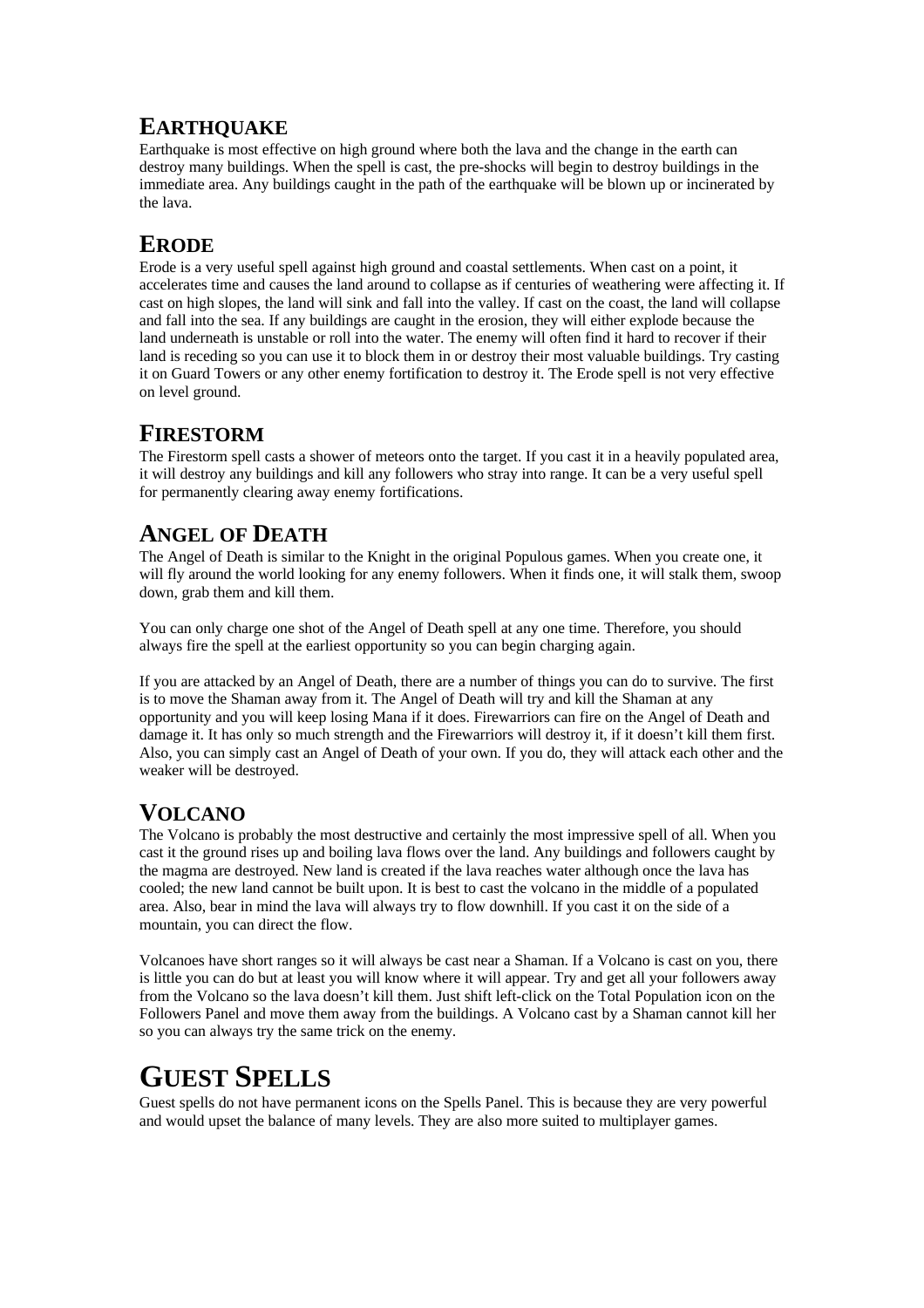## EARTHQUAKE

Earthquake is most effective on high ground where both the lava and the change in the earth can destroy many buildings. When the spell is cast, the pre-shocks will begin to destroy buildings in the immediate area. Any buildings caught in the path of the earthquake will be blown up or incinerated by the lava.

## ERODE

Erode is a very useful spell against high ground and coastal settlements. When cast on a point, it accelerates time and causes the land around to collapse as if centuries of weathering were affecting it. If cast on high slopes, the land will sink and fall into the valley. If cast on the coast, the land will collapse and fall into the sea. If any buildings are caught in the erosion, they will either explode because the land underneath is unstable or roll into the water. The enemy will often find it hard to recover if their land is receding so you can use it to block them in or destroy their most valuable buildings. Try casting it on Guard Towers or any other enemy fortification to destroy it. The Erode spell is not very effective on level ground.

## FIRESTORM

The Firestorm spell casts a shower of meteors onto the target. If you cast it in a heavily populated area, it will destroy any buildings and kill any followers who stray into range. It can be a very useful spell for permanently clearing away enemy fortifications.

## ANGEL OF DEATH

The Angel of Death is similar to the Knight in the original Populous games. When you create one, it will fly around the world looking for any enemy followers. When it finds one, it will stalk them, swoop down, grab them and kill them.

You can only charge one shot of the Angel of Death spell at any one time. Therefore, you should always fire the spell at the earliest opportunity so you can begin charging again.

If you are attacked by an Angel of Death, there are a number of things you can do to survive. The first is to move the Shaman away from it. The Angel of Death will try and kill the Shaman at any opportunity and you will keep losing Mana if it does. Firewarriors can fire on the Angel of Death and damage it. It has only so much strength and the Firewarriors will destroy it, if it doesn't kill them first. Also, you can simply cast an Angel of Death of your own. If you do, they will attack each other and the weaker will be destroyed.

## VOLCANO

The Volcano is probably the most destructive and certainly the most impressive spell of all. When you cast it the ground rises up and boiling lava flows over the land. Any buildings and followers caught by the magma are destroyed. New land is created if the lava reaches water although once the lava has cooled; the new land cannot be built upon. It is best to cast the volcano in the middle of a populated area. Also, bear in mind the lava will always try to flow downhill. If you cast it on the side of a mountain, you can direct the flow.

Volcanoes have short ranges so it will always be cast near a Shaman. If a Volcano is cast on you, there is little you can do but at least you will know where it will appear. Try and get all your followers away from the Volcano so the lava doesn't kill them. Just shift left-click on the Total Population icon on the Followers Panel and move them away from the buildings. A Volcano cast by a Shaman cannot kill her so you can always try the same trick on the enemy.

# GUEST SPELLS

Guest spells do not have permanent icons on the Spells Panel. This is because they are very powerful and would upset the balance of many levels. They are also more suited to multiplayer games.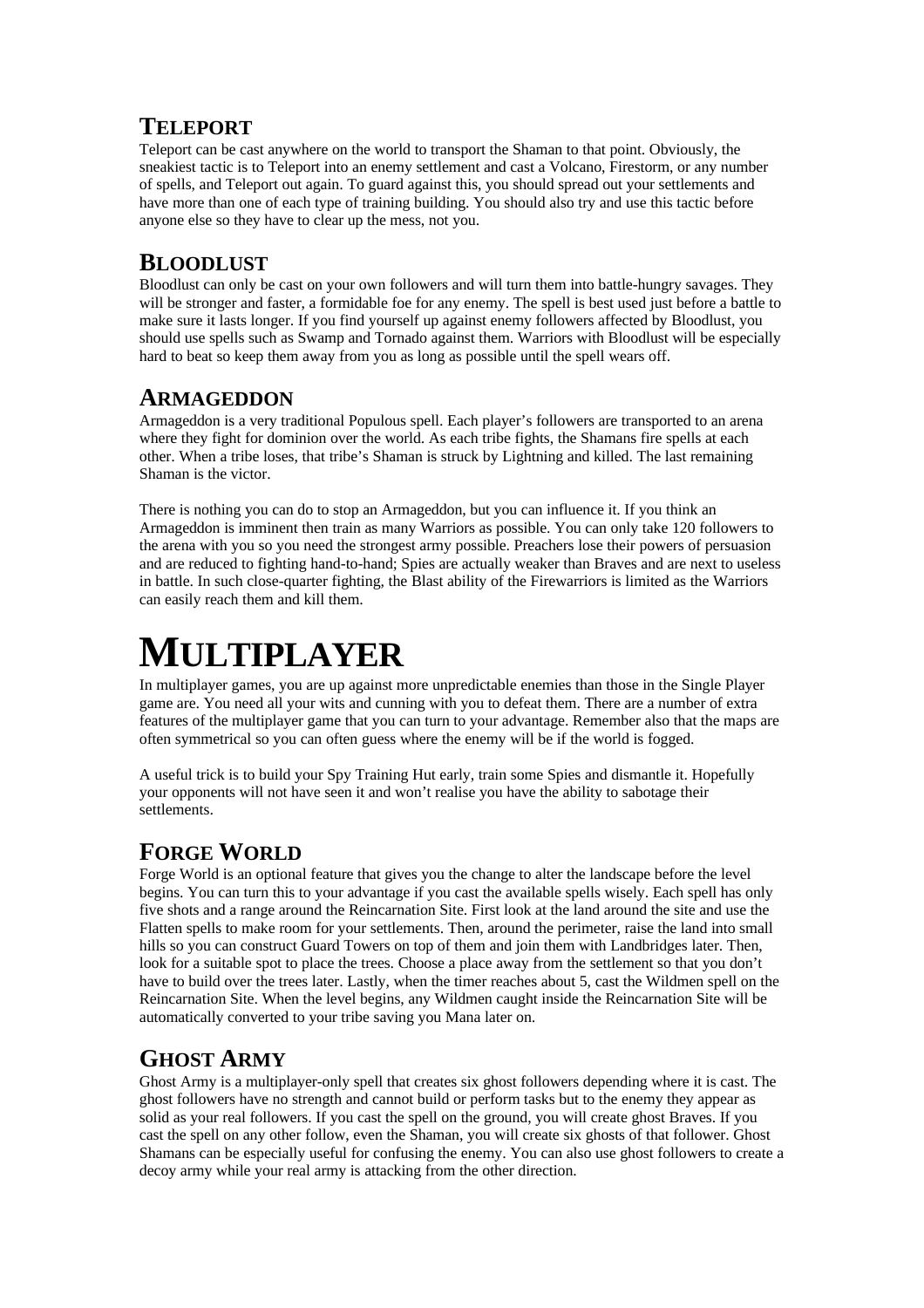## TELEPORT

Teleport can be cast anywhere on the world to transport the Shaman to that point. Obviously, the sneakiest tactic is to Teleport into an enemy settlement and cast a Volcano, Firestorm, or any number of spells, and Teleport out again. To guard against this, you should spread out your settlements and have more than one of each type of training building. You should also try and use this tactic before anyone else so they have to clear up the mess, not you.

## BLOODLUST

Bloodlust can only be cast on your own followers and will turn them into battle-hungry savages. They will be stronger and faster, a formidable foe for any enemy. The spell is best used just before a battle to make sure it lasts longer. If you find yourself up against enemy followers affected by Bloodlust, you should use spells such as Swamp and Tornado against them. Warriors with Bloodlust will be especially hard to beat so keep them away from you as long as possible until the spell wears off.

## ARMAGEDDON

Armageddon is a very traditional Populous spell. Each player's followers are transported to an arena where they fight for dominion over the world. As each tribe fights, the Shamans fire spells at each other. When a tribe loses, that tribe's Shaman is struck by Lightning and killed. The last remaining Shaman is the victor.

There is nothing you can do to stop an Armageddon, but you can influence it. If you think an Armageddon is imminent then train as many Warriors as possible. You can only take 120 followers to the arena with you so you need the strongest army possible. Preachers lose their powers of persuasion and are reduced to fighting hand-to-hand; Spies are actually weaker than Braves and are next to useless in battle. In such close-quarter fighting, the Blast ability of the Firewarriors is limited as the Warriors can easily reach them and kill them.

# MULTIPLAYER

In multiplayer games, you are up against more unpredictable enemies than those in the Single Player game are. You need all your wits and cunning with you to defeat them. There are a number of extra features of the multiplayer game that you can turn to your advantage. Remember also that the maps are often symmetrical so you can often guess where the enemy will be if the world is fogged.

A useful trick is to build your Spy Training Hut early, train some Spies and dismantle it. Hopefully your opponents will not have seen it and won't realise you have the ability to sabotage their settlements.

## FORGE WORLD

Forge World is an optional feature that gives you the change to alter the landscape before the level begins. You can turn this to your advantage if you cast the available spells wisely. Each spell has only five shots and a range around the Reincarnation Site. First look at the land around the site and use the Flatten spells to make room for your settlements. Then, around the perimeter, raise the land into small hills so you can construct Guard Towers on top of them and join them with Landbridges later. Then, look for a suitable spot to place the trees. Choose a place away from the settlement so that you don't have to build over the trees later. Lastly, when the timer reaches about 5, cast the Wildmen spell on the Reincarnation Site. When the level begins, any Wildmen caught inside the Reincarnation Site will be automatically converted to your tribe saving you Mana later on.

## GHOST ARMY

Ghost Army is a multiplayer-only spell that creates six ghost followers depending where it is cast. The ghost followers have no strength and cannot build or perform tasks but to the enemy they appear as solid as your real followers. If you cast the spell on the ground, you will create ghost Braves. If you cast the spell on any other follow, even the Shaman, you will create six ghosts of that follower. Ghost Shamans can be especially useful for confusing the enemy. You can also use ghost followers to create a decoy army while your real army is attacking from the other direction.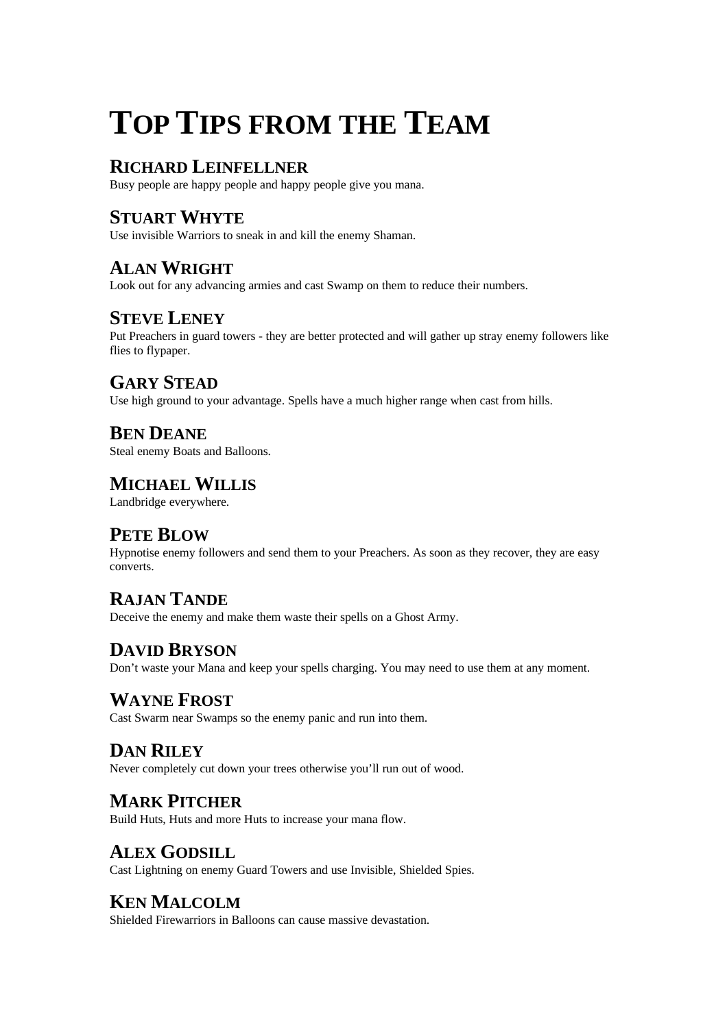# TOP TIPS FROM THE TEAM

## RICHARD LEINFELLNER

Busy people are happy people and happy people give you mana.

## STUART WHYTE

Use invisible Warriors to sneak in and kill the enemy Shaman.

## ALAN WRIGHT

Look out for any advancing armies and cast Swamp on them to reduce their numbers.

## STEVE LENEY

Put Preachers in guard towers - they are better protected and will gather up stray enemy followers like flies to flypaper.

## GARY STEAD

Use high ground to your advantage. Spells have a much higher range when cast from hills.

## BEN DEANE

Steal enemy Boats and Balloons.

## MICHAEL WILLIS

Landbridge everywhere.

## PETE BLOW

Hypnotise enemy followers and send them to your Preachers. As soon as they recover, they are easy converts.

## RAJAN TANDE

Deceive the enemy and make them waste their spells on a Ghost Army.

## DAVID BRYSON

Don't waste your Mana and keep your spells charging. You may need to use them at any moment.

## WAYNE FROST

Cast Swarm near Swamps so the enemy panic and run into them.

## DAN RILEY

Never completely cut down your trees otherwise you'll run out of wood.

## MARK PITCHER

Build Huts, Huts and more Huts to increase your mana flow.

## ALEX GODSILL

Cast Lightning on enemy Guard Towers and use Invisible, Shielded Spies.

## KEN MALCOLM

Shielded Firewarriors in Balloons can cause massive devastation.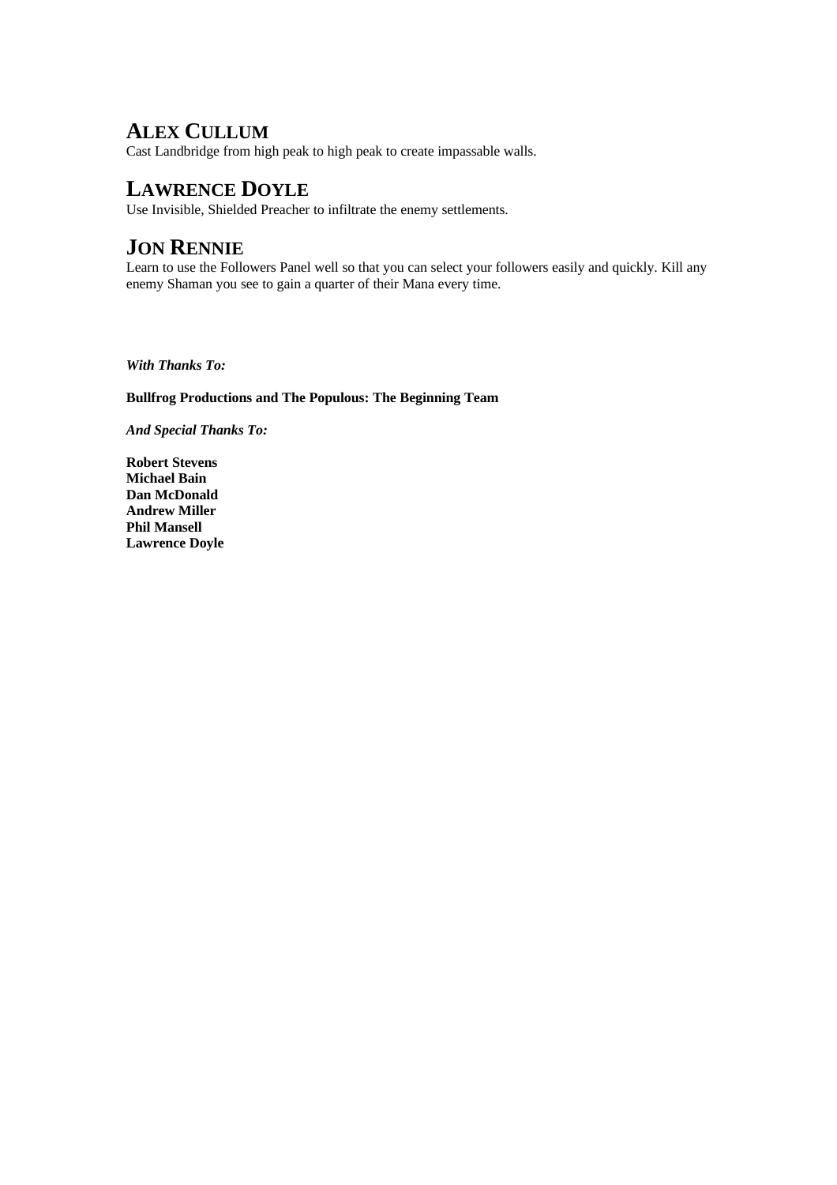## ALEX CULLUM

Cast Landbridge from high peak to high peak to create impassable walls.

## LAWRENCE DOYLE

Use Invisible, Shielded Preacher to infiltrate the enemy settlements.

## JON RENNIE

Learn to use the Followers Panel well so that you can select your followers easily and quickly. Kill any enemy Shaman you see to gain a quarter of their Mana every time.

***With Thanks To:***

**Bullfrog Productions and The Populous: The Beginning Team**

***And Special Thanks To:***

**Robert Stevens**
**Michael Bain**
**Dan McDonald**
**Andrew Miller**
**Phil Mansell**
**Lawrence Doyle**